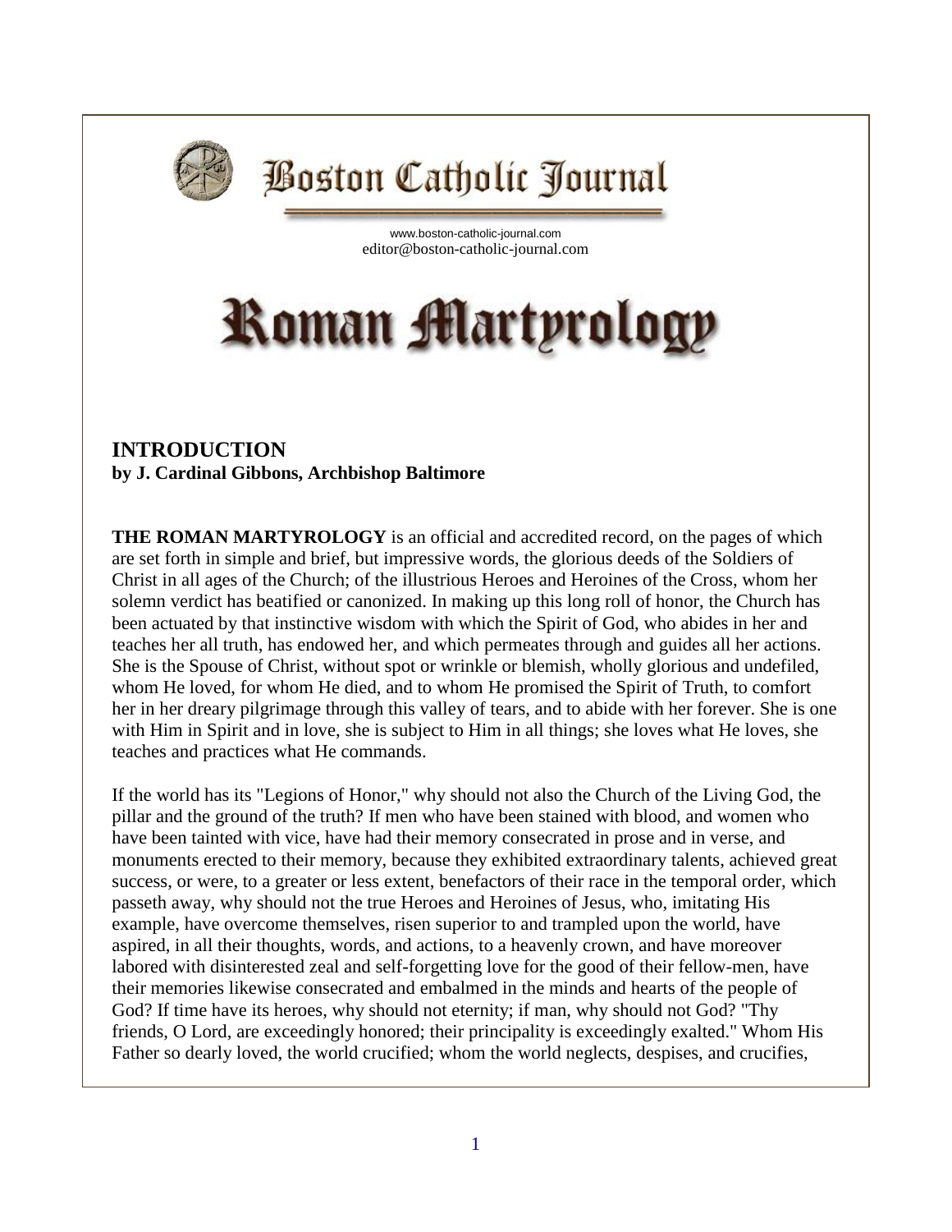# Boston Catholic Journal

www.boston-catholic-journal.com
editor@boston-catholic-journal.com

# Roman Martyrology

## INTRODUCTION

**by J. Cardinal Gibbons, Archbishop Baltimore**

**THE ROMAN MARTYROLOGY** is an official and accredited record, on the pages of which are set forth in simple and brief, but impressive words, the glorious deeds of the Soldiers of Christ in all ages of the Church; of the illustrious Heroes and Heroines of the Cross, whom her solemn verdict has beatified or canonized. In making up this long roll of honor, the Church has been actuated by that instinctive wisdom with which the Spirit of God, who abides in her and teaches her all truth, has endowed her, and which permeates through and guides all her actions. She is the Spouse of Christ, without spot or wrinkle or blemish, wholly glorious and undefiled, whom He loved, for whom He died, and to whom He promised the Spirit of Truth, to comfort her in her dreary pilgrimage through this valley of tears, and to abide with her forever. She is one with Him in Spirit and in love, she is subject to Him in all things; she loves what He loves, she teaches and practices what He commands.

If the world has its "Legions of Honor," why should not also the Church of the Living God, the pillar and the ground of the truth? If men who have been stained with blood, and women who have been tainted with vice, have had their memory consecrated in prose and in verse, and monuments erected to their memory, because they exhibited extraordinary talents, achieved great success, or were, to a greater or less extent, benefactors of their race in the temporal order, which passeth away, why should not the true Heroes and Heroines of Jesus, who, imitating His example, have overcome themselves, risen superior to and trampled upon the world, have aspired, in all their thoughts, words, and actions, to a heavenly crown, and have moreover labored with disinterested zeal and self-forgetting love for the good of their fellow-men, have their memories likewise consecrated and embalmed in the minds and hearts of the people of God? If time have its heroes, why should not eternity; if man, why should not God? "Thy friends, O Lord, are exceedingly honored; their principality is exceedingly exalted." Whom His Father so dearly loved, the world crucified; whom the world neglects, despises, and crucifies,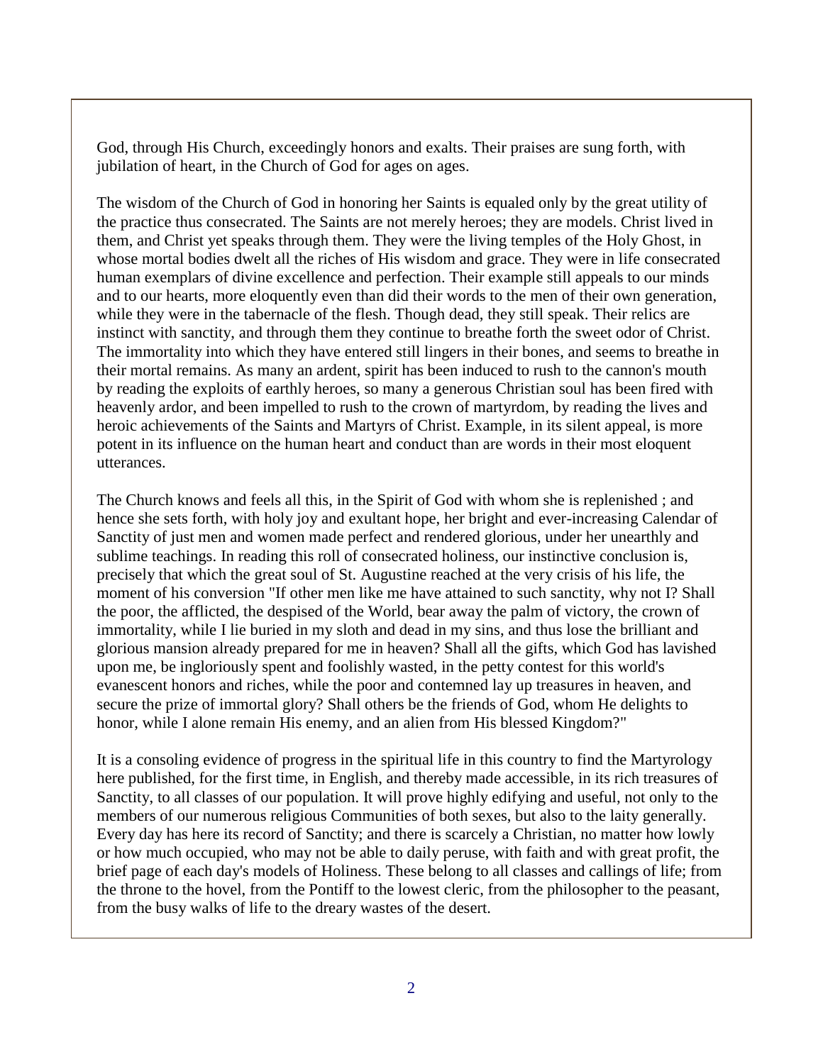God, through His Church, exceedingly honors and exalts. Their praises are sung forth, with jubilation of heart, in the Church of God for ages on ages.

The wisdom of the Church of God in honoring her Saints is equaled only by the great utility of the practice thus consecrated. The Saints are not merely heroes; they are models. Christ lived in them, and Christ yet speaks through them. They were the living temples of the Holy Ghost, in whose mortal bodies dwelt all the riches of His wisdom and grace. They were in life consecrated human exemplars of divine excellence and perfection. Their example still appeals to our minds and to our hearts, more eloquently even than did their words to the men of their own generation, while they were in the tabernacle of the flesh. Though dead, they still speak. Their relics are instinct with sanctity, and through them they continue to breathe forth the sweet odor of Christ. The immortality into which they have entered still lingers in their bones, and seems to breathe in their mortal remains. As many an ardent, spirit has been induced to rush to the cannon's mouth by reading the exploits of earthly heroes, so many a generous Christian soul has been fired with heavenly ardor, and been impelled to rush to the crown of martyrdom, by reading the lives and heroic achievements of the Saints and Martyrs of Christ. Example, in its silent appeal, is more potent in its influence on the human heart and conduct than are words in their most eloquent utterances.

The Church knows and feels all this, in the Spirit of God with whom she is replenished ; and hence she sets forth, with holy joy and exultant hope, her bright and ever-increasing Calendar of Sanctity of just men and women made perfect and rendered glorious, under her unearthly and sublime teachings. In reading this roll of consecrated holiness, our instinctive conclusion is, precisely that which the great soul of St. Augustine reached at the very crisis of his life, the moment of his conversion "If other men like me have attained to such sanctity, why not I? Shall the poor, the afflicted, the despised of the World, bear away the palm of victory, the crown of immortality, while I lie buried in my sloth and dead in my sins, and thus lose the brilliant and glorious mansion already prepared for me in heaven? Shall all the gifts, which God has lavished upon me, be ingloriously spent and foolishly wasted, in the petty contest for this world's evanescent honors and riches, while the poor and contemned lay up treasures in heaven, and secure the prize of immortal glory? Shall others be the friends of God, whom He delights to honor, while I alone remain His enemy, and an alien from His blessed Kingdom?"

It is a consoling evidence of progress in the spiritual life in this country to find the Martyrology here published, for the first time, in English, and thereby made accessible, in its rich treasures of Sanctity, to all classes of our population. It will prove highly edifying and useful, not only to the members of our numerous religious Communities of both sexes, but also to the laity generally. Every day has here its record of Sanctity; and there is scarcely a Christian, no matter how lowly or how much occupied, who may not be able to daily peruse, with faith and with great profit, the brief page of each day's models of Holiness. These belong to all classes and callings of life; from the throne to the hovel, from the Pontiff to the lowest cleric, from the philosopher to the peasant, from the busy walks of life to the dreary wastes of the desert.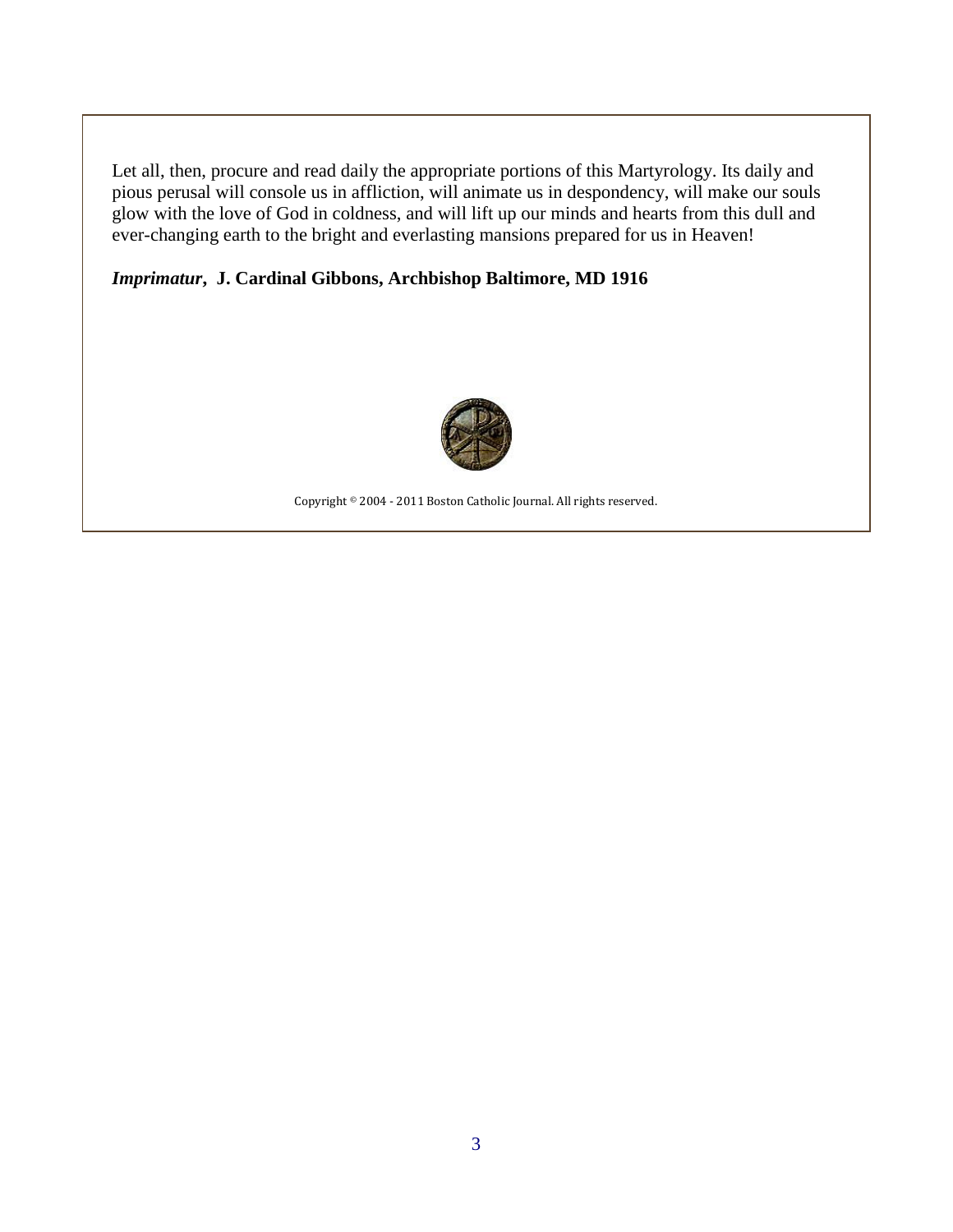Let all, then, procure and read daily the appropriate portions of this Martyrology. Its daily and pious perusal will console us in affliction, will animate us in despondency, will make our souls glow with the love of God in coldness, and will lift up our minds and hearts from this dull and ever-changing earth to the bright and everlasting mansions prepared for us in Heaven!

***Imprimatur*, J. Cardinal Gibbons, Archbishop Baltimore, MD 1916**

Copyright © 2004 - 2011 Boston Catholic Journal. All rights reserved.